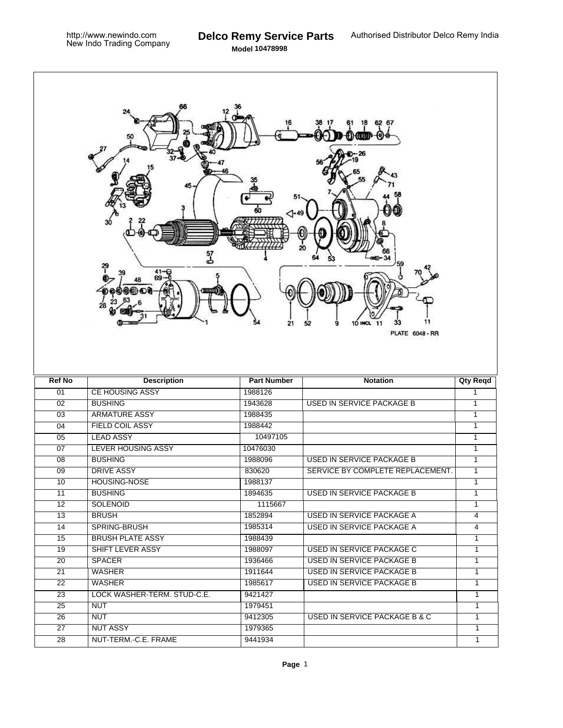# Delco Remy Service Parts

http://www.newindo.com
New Indo Trading Company

Authorised Distributor Delco Remy India

**Model 10478998**

PLATE 6048 - RR

| Ref No | Description | Part Number | Notation | Qty Reqd |
|---|---|---|---|---|
| 01 | CE HOUSING ASSY | 1988126 | | 1 |
| 02 | BUSHING | 1943628 | USED IN SERVICE PACKAGE B | 1 |
| 03 | ARMATURE ASSY | 1988435 | | 1 |
| 04 | FIELD COIL ASSY | 1988442 | | 1 |
| 05 | LEAD ASSY | 10497105 | | 1 |
| 07 | LEVER HOUSING ASSY | 10476030 | | 1 |
| 08 | BUSHING | 1988096 | USED IN SERVICE PACKAGE B | 1 |
| 09 | DRIVE ASSY | 830620 | SERVICE BY COMPLETE REPLACEMENT. | 1 |
| 10 | HOUSING-NOSE | 1988137 | | 1 |
| 11 | BUSHING | 1894635 | USED IN SERVICE PACKAGE B | 1 |
| 12 | SOLENOID | 1115667 | | 1 |
| 13 | BRUSH | 1852894 | USED IN SERVICE PACKAGE A | 4 |
| 14 | SPRING-BRUSH | 1985314 | USED IN SERVICE PACKAGE A | 4 |
| 15 | BRUSH PLATE ASSY | 1988439 | | 1 |
| 19 | SHIFT LEVER ASSY | 1988097 | USED IN SERVICE PACKAGE C | 1 |
| 20 | SPACER | 1936466 | USED IN SERVICE PACKAGE B | 1 |
| 21 | WASHER | 1911644 | USED IN SERVICE PACKAGE B | 1 |
| 22 | WASHER | 1985617 | USED IN SERVICE PACKAGE B | 1 |
| 23 | LOCK WASHER-TERM. STUD-C.E. | 9421427 | | 1 |
| 25 | NUT | 1979451 | | 1 |
| 26 | NUT | 9412305 | USED IN SERVICE PACKAGE B & C | 1 |
| 27 | NUT ASSY | 1979365 | | 1 |
| 28 | NUT-TERM.-C.E. FRAME | 9441934 | | 1 |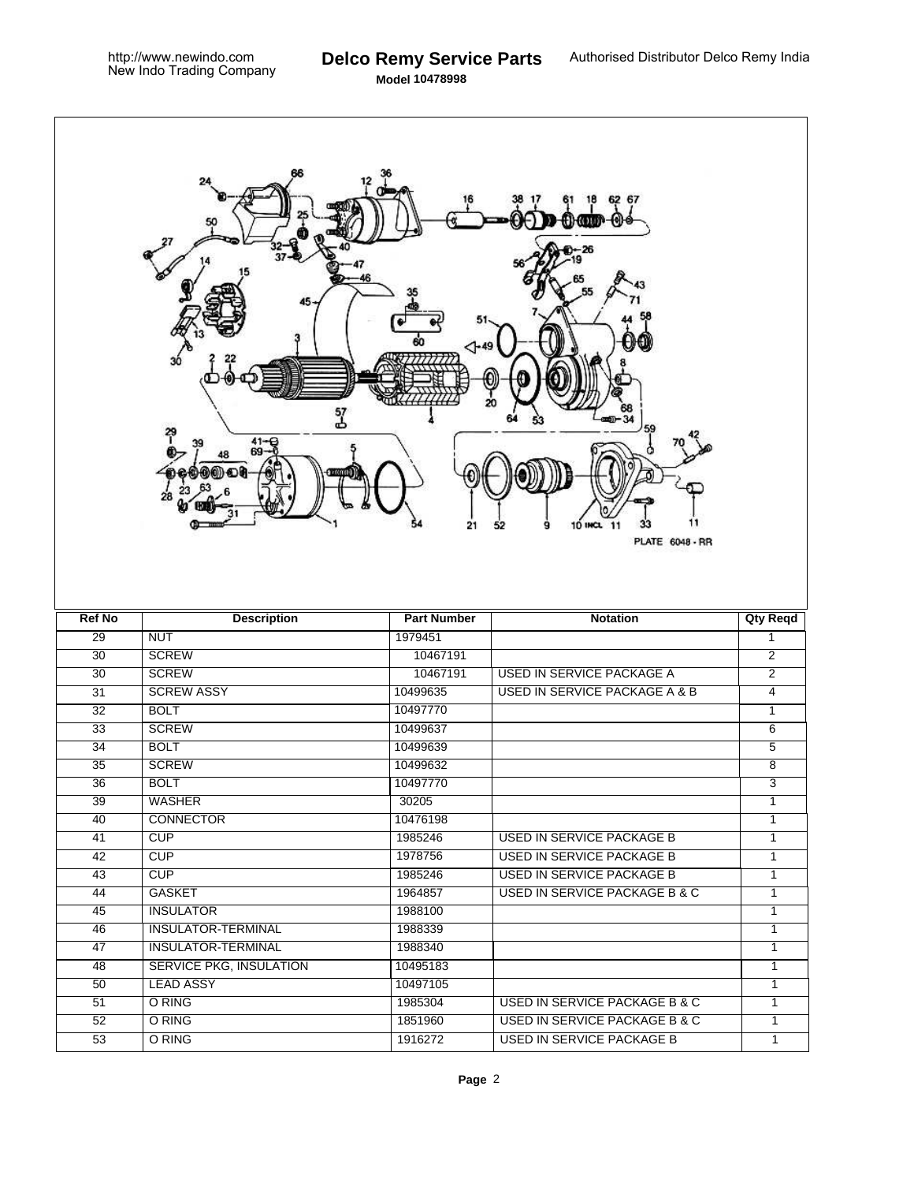| Ref No | Description | Part Number | Notation | Qty Reqd |
|---|---|---|---|---|
| 29 | NUT | 1979451 | | 1 |
| 30 | SCREW | 10467191 | | 2 |
| 30 | SCREW | 10467191 | USED IN SERVICE PACKAGE A | 2 |
| 31 | SCREW ASSY | 10499635 | USED IN SERVICE PACKAGE A & B | 4 |
| 32 | BOLT | 10497770 | | 1 |
| 33 | SCREW | 10499637 | | 6 |
| 34 | BOLT | 10499639 | | 5 |
| 35 | SCREW | 10499632 | | 8 |
| 36 | BOLT | 10497770 | | 3 |
| 39 | WASHER | 30205 | | 1 |
| 40 | CONNECTOR | 10476198 | | 1 |
| 41 | CUP | 1985246 | USED IN SERVICE PACKAGE B | 1 |
| 42 | CUP | 1978756 | USED IN SERVICE PACKAGE B | 1 |
| 43 | CUP | 1985246 | USED IN SERVICE PACKAGE B | 1 |
| 44 | GASKET | 1964857 | USED IN SERVICE PACKAGE B & C | 1 |
| 45 | INSULATOR | 1988100 | | 1 |
| 46 | INSULATOR-TERMINAL | 1988339 | | 1 |
| 47 | INSULATOR-TERMINAL | 1988340 | | 1 |
| 48 | SERVICE PKG, INSULATION | 10495183 | | 1 |
| 50 | LEAD ASSY | 10497105 | | 1 |
| 51 | O RING | 1985304 | USED IN SERVICE PACKAGE B & C | 1 |
| 52 | O RING | 1851960 | USED IN SERVICE PACKAGE B & C | 1 |
| 53 | O RING | 1916272 | USED IN SERVICE PACKAGE B | 1 |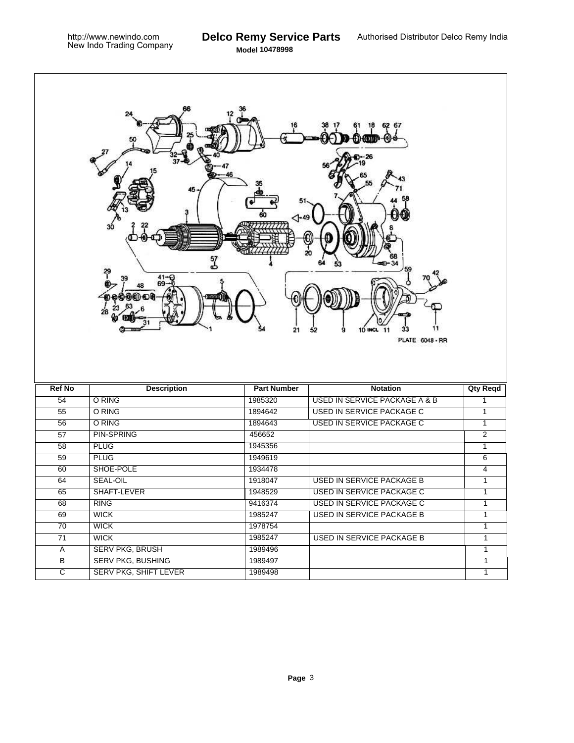Delco Remy Service Parts

Model 10478998

PLATE 6048 - RR

| Ref No | Description | Part Number | Notation | Qty Reqd |
|---|---|---|---|---|
| 54 | O RING | 1985320 | USED IN SERVICE PACKAGE A & B | 1 |
| 55 | O RING | 1894642 | USED IN SERVICE PACKAGE C | 1 |
| 56 | O RING | 1894643 | USED IN SERVICE PACKAGE C | 1 |
| 57 | PIN-SPRING | 456652 | | 2 |
| 58 | PLUG | 1945356 | | 1 |
| 59 | PLUG | 1949619 | | 6 |
| 60 | SHOE-POLE | 1934478 | | 4 |
| 64 | SEAL-OIL | 1918047 | USED IN SERVICE PACKAGE B | 1 |
| 65 | SHAFT-LEVER | 1948529 | USED IN SERVICE PACKAGE C | 1 |
| 68 | RING | 9416374 | USED IN SERVICE PACKAGE C | 1 |
| 69 | WICK | 1985247 | USED IN SERVICE PACKAGE B | 1 |
| 70 | WICK | 1978754 | | 1 |
| 71 | WICK | 1985247 | USED IN SERVICE PACKAGE B | 1 |
| A | SERV PKG, BRUSH | 1989496 | | 1 |
| B | SERV PKG, BUSHING | 1989497 | | 1 |
| C | SERV PKG, SHIFT LEVER | 1989498 | | 1 |